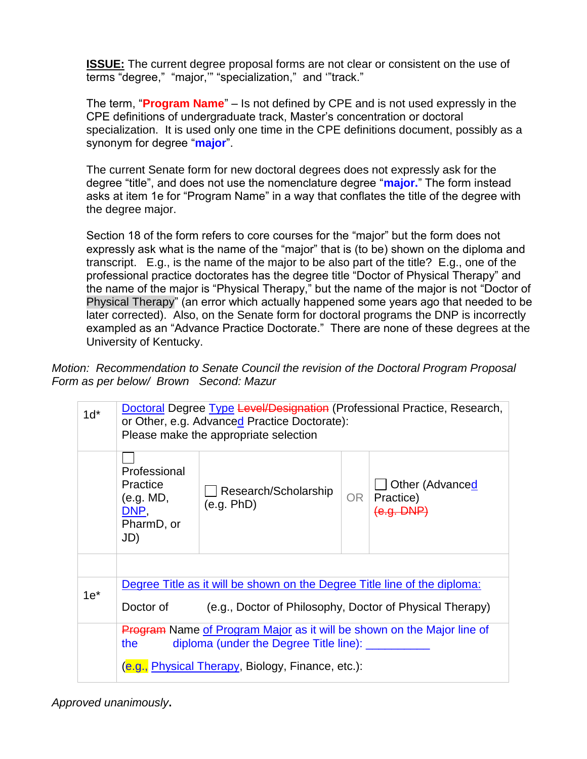**ISSUE:** The current degree proposal forms are not clear or consistent on the use of terms "degree," "major,'" "specialization," and '"track."

The term, "**Program Name**" – Is not defined by CPE and is not used expressly in the CPE definitions of undergraduate track, Master's concentration or doctoral specialization. It is used only one time in the CPE definitions document, possibly as a synonym for degree "**major**".

The current Senate form for new doctoral degrees does not expressly ask for the degree "title", and does not use the nomenclature degree "**major.**" The form instead asks at item 1e for "Program Name" in a way that conflates the title of the degree with the degree major.

Section 18 of the form refers to core courses for the "major" but the form does not expressly ask what is the name of the "major" that is (to be) shown on the diploma and transcript. E.g., is the name of the major to be also part of the title? E.g., one of the professional practice doctorates has the degree title "Doctor of Physical Therapy" and the name of the major is "Physical Therapy," but the name of the major is not "Doctor of Physical Therapy" (an error which actually happened some years ago that needed to be later corrected). Also, on the Senate form for doctoral programs the DNP is incorrectly exampled as an "Advance Practice Doctorate." There are none of these degrees at the University of Kentucky.

*Motion: Recommendation to Senate Council the revision of the Doctoral Program Proposal Form as per below/ Brown Second: Mazur*

| | | | | |
|---|---|---|---|---|
| 1d* | Doctoral Degree Type ~~Level/Designation~~ (Professional Practice, Research, or Other, e.g. Advanced Practice Doctorate):<br>Please make the appropriate selection | | | |
| | ☐ Professional Practice (e.g. MD, DNP, PharmD, or JD) | ☐ Research/Scholarship (e.g. PhD) | OR | ☐ Other (Advanced Practice) ~~(e.g. DNP)~~ |
| | | | | |
| 1e* | Degree Title as it will be shown on the Degree Title line of the diploma:<br><br>Doctor of (e.g., Doctor of Philosophy, Doctor of Physical Therapy) | | | |
| | ~~Program~~ Name of Program Major as it will be shown on the Major line of the diploma (under the Degree Title line): __________<br><br>(e.g., Physical Therapy, Biology, Finance, etc.): | | | |

*Approved unanimously*.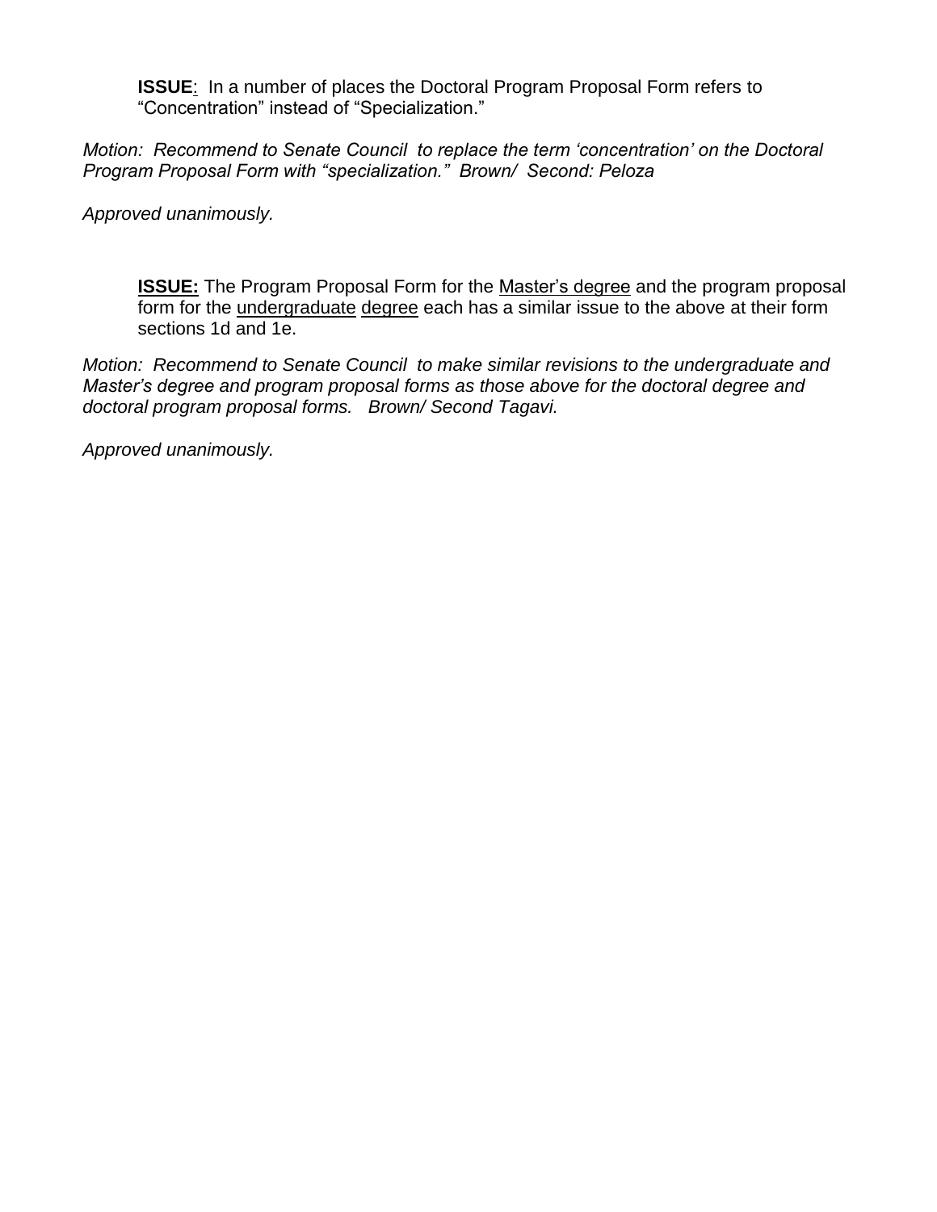**ISSUE**: In a number of places the Doctoral Program Proposal Form refers to "Concentration" instead of "Specialization."

*Motion: Recommend to Senate Council to replace the term 'concentration' on the Doctoral Program Proposal Form with "specialization." Brown/ Second: Peloza*

*Approved unanimously.*

**ISSUE:** The Program Proposal Form for the Master's degree and the program proposal form for the undergraduate degree each has a similar issue to the above at their form sections 1d and 1e.

*Motion: Recommend to Senate Council to make similar revisions to the undergraduate and Master's degree and program proposal forms as those above for the doctoral degree and doctoral program proposal forms. Brown/ Second Tagavi.*

*Approved unanimously.*